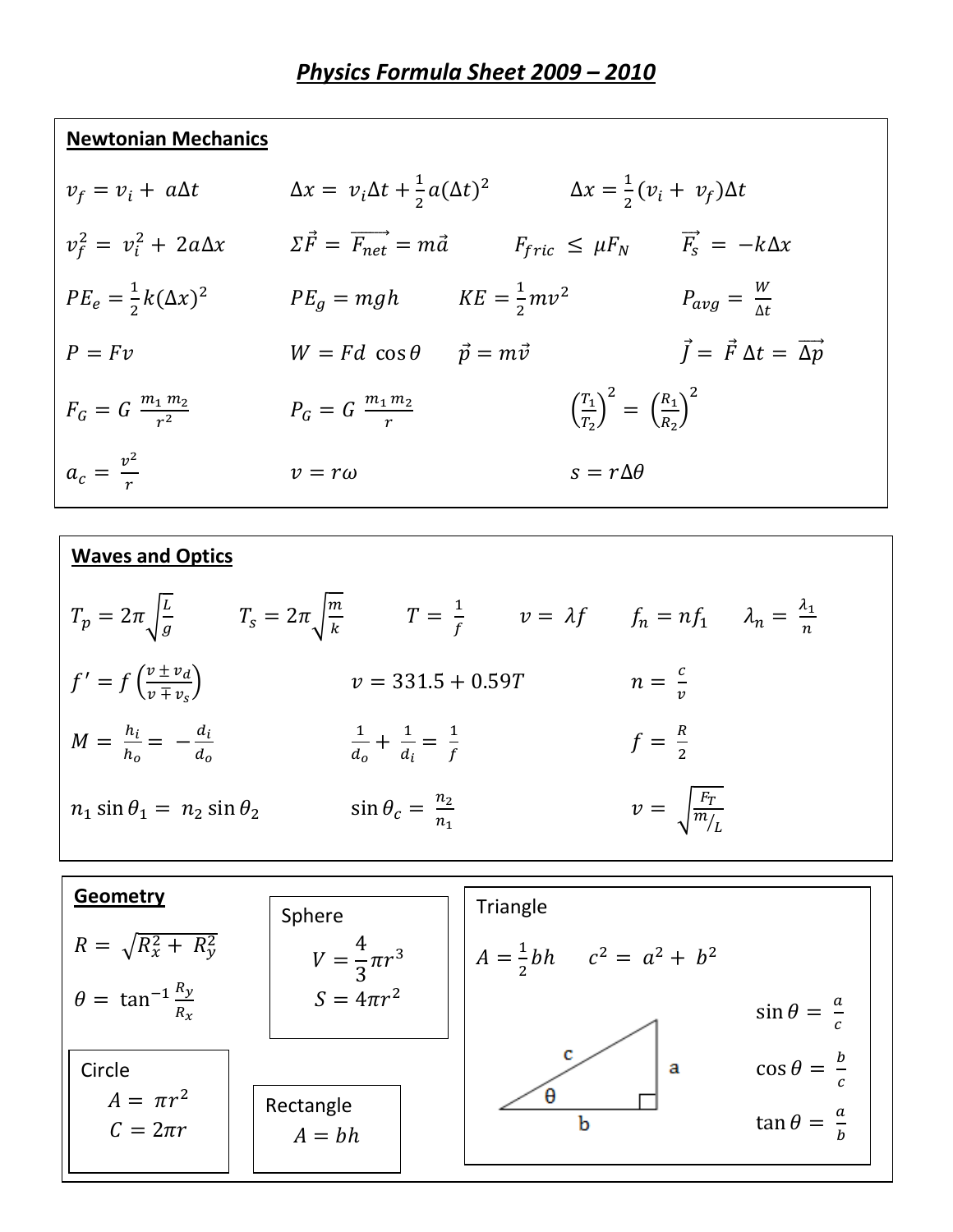# *Physics Formula Sheet 2009 – 2010*

## Newtonian Mechanics

$v_f = v_i + a\Delta t$ $\quad$ $\Delta x = v_i \Delta t + \frac{1}{2}a(\Delta t)^2$ $\quad$ $\Delta x = \frac{1}{2}(v_i + v_f)\Delta t$

$v_f^2 = v_i^2 + 2a\Delta x$ $\quad$ $\Sigma \vec{F} = \overrightarrow{F_{net}} = m\vec{a}$ $\quad$ $F_{fric} \leq \mu F_N$ $\quad$ $\vec{F_s} = -k\Delta x$

$PE_e = \frac{1}{2}k(\Delta x)^2$ $\quad$ $PE_g = mgh$ $\quad$ $KE = \frac{1}{2}mv^2$ $\quad$ $P_{avg} = \frac{W}{\Delta t}$

$P = Fv$ $\quad$ $W = Fd\ \cos\theta$ $\quad$ $\vec{p} = m\vec{v}$ $\quad$ $\vec{J} = \vec{F}\,\Delta t = \overrightarrow{\Delta p}$

$F_G = G\ \frac{m_1 m_2}{r^2}$ $\quad$ $P_G = G\ \frac{m_1 m_2}{r}$ $\quad$ $\left(\frac{T_1}{T_2}\right)^2 = \left(\frac{R_1}{R_2}\right)^2$

$a_c = \frac{v^2}{r}$ $\quad$ $v = r\omega$ $\quad$ $s = r\Delta\theta$

## Waves and Optics

$T_p = 2\pi\sqrt{\frac{L}{g}}$ $\quad$ $T_s = 2\pi\sqrt{\frac{m}{k}}$ $\quad$ $T = \frac{1}{f}$ $\quad$ $v = \lambda f$ $\quad$ $f_n = nf_1$ $\quad$ $\lambda_n = \frac{\lambda_1}{n}$

$f' = f\left(\frac{v \pm v_d}{v \mp v_s}\right)$ $\quad$ $v = 331.5 + 0.59T$ $\quad$ $n = \frac{c}{v}$

$M = \frac{h_i}{h_o} = -\frac{d_i}{d_o}$ $\quad$ $\frac{1}{d_o} + \frac{1}{d_i} = \frac{1}{f}$ $\quad$ $f = \frac{R}{2}$

$n_1 \sin\theta_1 = n_2 \sin\theta_2$ $\quad$ $\sin\theta_c = \frac{n_2}{n_1}$ $\quad$ $v = \sqrt{\frac{F_T}{m/L}}$

## Geometry

$R = \sqrt{R_x^2 + R_y^2}$

$\theta = \tan^{-1}\frac{R_y}{R_x}$

**Sphere**

$V = \frac{4}{3}\pi r^3$

$S = 4\pi r^2$

**Circle**

$A = \pi r^2$

$C = 2\pi r$

**Rectangle**

$A = bh$

**Triangle**

$A = \frac{1}{2}bh$ $\quad$ $c^2 = a^2 + b^2$

$\sin\theta = \frac{a}{c}$

$\cos\theta = \frac{b}{c}$

$\tan\theta = \frac{a}{b}$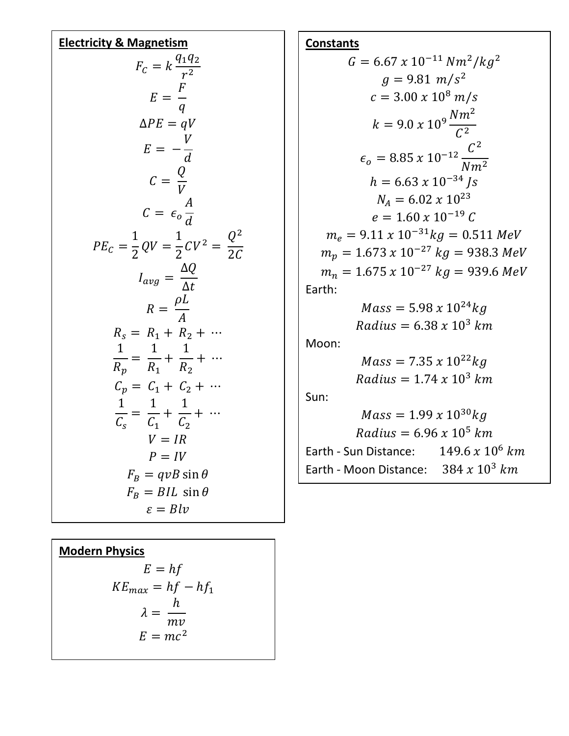**Electricity & Magnetism**

$$F_C = k\frac{q_1 q_2}{r^2}$$

$$E = \frac{F}{q}$$

$$\Delta PE = qV$$

$$E = -\frac{V}{d}$$

$$C = \frac{Q}{V}$$

$$C = \epsilon_o \frac{A}{d}$$

$$PE_C = \frac{1}{2}QV = \frac{1}{2}CV^2 = \frac{Q^2}{2C}$$

$$I_{avg} = \frac{\Delta Q}{\Delta t}$$

$$R = \frac{\rho L}{A}$$

$$R_s = R_1 + R_2 + \cdots$$

$$\frac{1}{R_p} = \frac{1}{R_1} + \frac{1}{R_2} + \cdots$$

$$C_p = C_1 + C_2 + \cdots$$

$$\frac{1}{C_s} = \frac{1}{C_1} + \frac{1}{C_2} + \cdots$$

$$V = IR$$

$$P = IV$$

$$F_B = qvB\sin\theta$$

$$F_B = BIL\sin\theta$$

$$\varepsilon = Blv$$

**Modern Physics**

$$E = hf$$

$$KE_{max} = hf - hf_1$$

$$\lambda = \frac{h}{mv}$$

$$E = mc^2$$

**Constants**

$$G = 6.67 \times 10^{-11}\ Nm^2/kg^2$$

$$g = 9.81\ m/s^2$$

$$c = 3.00 \times 10^8\ m/s$$

$$k = 9.0 \times 10^9\ \frac{Nm^2}{C^2}$$

$$\epsilon_o = 8.85 \times 10^{-12}\ \frac{C^2}{Nm^2}$$

$$h = 6.63 \times 10^{-34}\ Js$$

$$N_A = 6.02 \times 10^{23}$$

$$e = 1.60 \times 10^{-19}\ C$$

$$m_e = 9.11 \times 10^{-31} kg = 0.511\ MeV$$

$$m_p = 1.673 \times 10^{-27}\ kg = 938.3\ MeV$$

$$m_n = 1.675 \times 10^{-27}\ kg = 939.6\ MeV$$

Earth:

$$Mass = 5.98 \times 10^{24} kg$$

$$Radius = 6.38 \times 10^3\ km$$

Moon:

$$Mass = 7.35 \times 10^{22} kg$$

$$Radius = 1.74 \times 10^3\ km$$

Sun:

$$Mass = 1.99 \times 10^{30} kg$$

$$Radius = 6.96 \times 10^5\ km$$

Earth - Sun Distance: $149.6 \times 10^6\ km$

Earth - Moon Distance: $384 \times 10^3\ km$